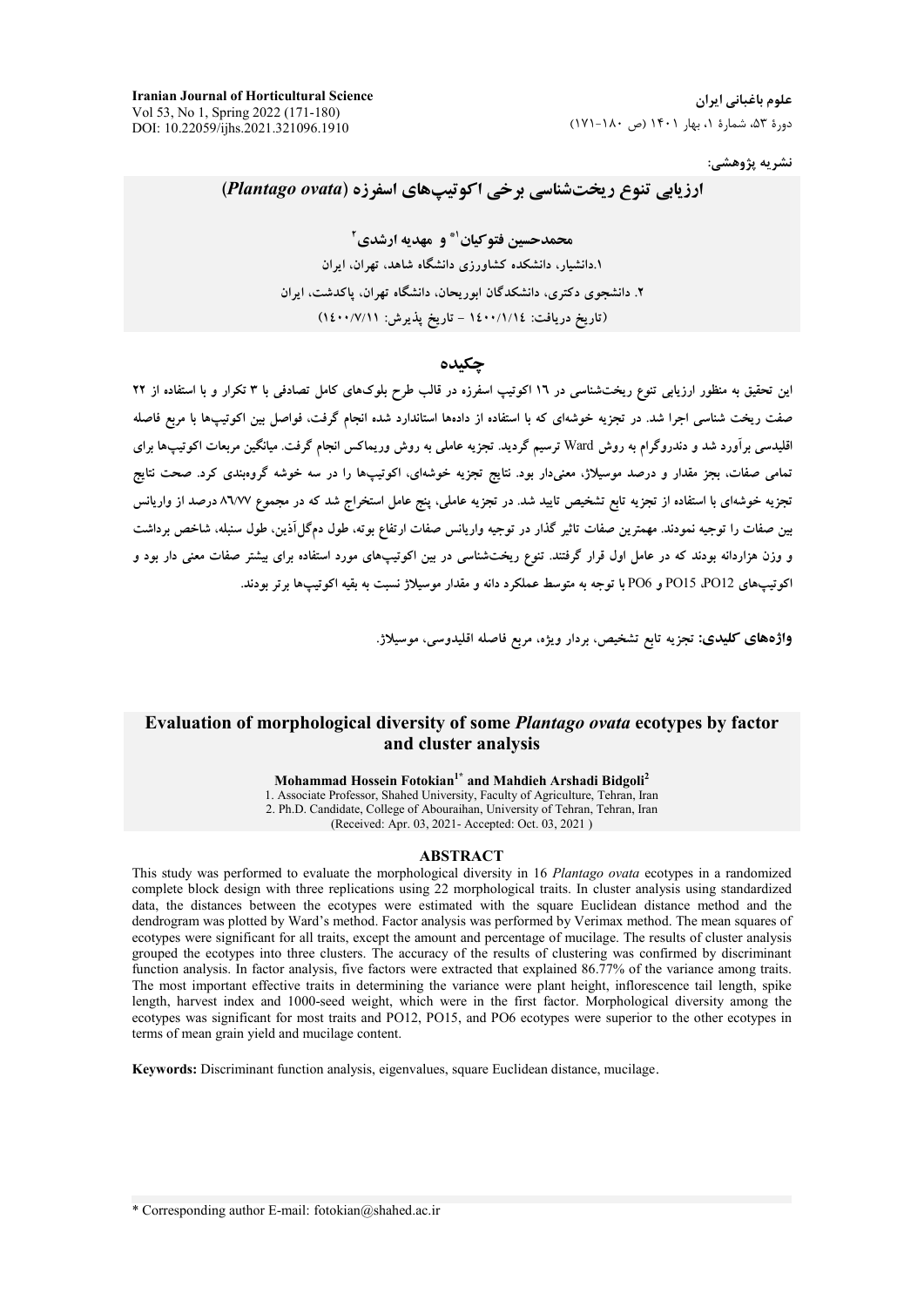نشریه پژوهشی:

# ارزیابی تنوع ریخت‌شناسی برخی اکوتیپ‌های اسفرزه (*Plantago ovata*)

**محمدحسین فتوکیان[1*] و مهدیه ارشدی[2]**

۱.دانشیار، دانشکده کشاورزی دانشگاه شاهد، تهران، ایران

۲. دانشجوی دکتری، دانشکدگان ابوریحان، دانشگاه تهران، پاکدشت، ایران

(تاریخ دریافت: ۱۴۰۰/۱/۱۴ - تاریخ پذیرش: ۱۴۰۰/۷/۱۱)

## چکیده

این تحقیق به منظور ارزیابی تنوع ریخت‌شناسی در ۱۶ اکوتیپ اسفرزه در قالب طرح بلوک‌های کامل تصادفی با ۳ تکرار و با استفاده از ۲۲ صفت ریخت شناسی اجرا شد. در تجزیه خوشه‌ای که با استفاده از داده‌ها استاندارد شده انجام گرفت، فواصل بین اکوتیپ‌ها با مربع فاصله اقلیدسی برآورد شد و دندروگرام به روش Ward ترسیم گردید. تجزیه عاملی به روش وریماکس انجام گرفت. میانگین مربعات اکوتیپ‌ها برای تمامی صفات، بجز مقدار و درصد موسیلاژ، معنی‌دار بود. نتایج تجزیه خوشه‌ای، اکوتیپ‌ها را در سه خوشه گروه‌بندی کرد. صحت نتایج تجزیه خوشه‌ای با استفاده از تجزیه تابع تشخیص تایید شد. در تجزیه عاملی، پنج عامل استخراج شد که در مجموع ۸۶/۷۷ درصد از واریانس بین صفات را توجیه نمودند. مهمترین صفات تاثیر گذار در توجیه واریانس صفات ارتفاع بوته، طول دم‌گل‌آذین، طول سنبله، شاخص برداشت و وزن هزاردانه بودند که در عامل اول قرار گرفتند. تنوع ریخت‌شناسی در بین اکوتیپ‌های مورد استفاده برای بیشتر صفات معنی دار بود و اکوتیپ‌های PO12، PO15 و PO6 با توجه به متوسط عملکرد دانه و مقدار موسیلاژ نسبت به بقیه اکوتیپ‌ها برتر بودند.

**واژه‌های کلیدی:** تجزیه تابع تشخیص، بردار ویژه، مربع فاصله اقلیدوسی، موسیلاژ.

# Evaluation of morphological diversity of some *Plantago ovata* ecotypes by factor and cluster analysis

**Mohammad Hossein Fotokian[1*] and Mahdieh Arshadi Bidgoli[2]**

1. Associate Professor, Shahed University, Faculty of Agriculture, Tehran, Iran
2. Ph.D. Candidate, College of Abouraihan, University of Tehran, Tehran, Iran

(Received: Apr. 03, 2021- Accepted: Oct. 03, 2021 )

## ABSTRACT

This study was performed to evaluate the morphological diversity in 16 *Plantago ovata* ecotypes in a randomized complete block design with three replications using 22 morphological traits. In cluster analysis using standardized data, the distances between the ecotypes were estimated with the square Euclidean distance method and the dendrogram was plotted by Ward's method. Factor analysis was performed by Verimax method. The mean squares of ecotypes were significant for all traits, except the amount and percentage of mucilage. The results of cluster analysis grouped the ecotypes into three clusters. The accuracy of the results of clustering was confirmed by discriminant function analysis. In factor analysis, five factors were extracted that explained 86.77% of the variance among traits. The most important effective traits in determining the variance were plant height, inflorescence tail length, spike length, harvest index and 1000-seed weight, which were in the first factor. Morphological diversity among the ecotypes was significant for most traits and PO12, PO15, and PO6 ecotypes were superior to the other ecotypes in terms of mean grain yield and mucilage content.

**Keywords:** Discriminant function analysis, eigenvalues, square Euclidean distance, mucilage.

\* Corresponding author E-mail: fotokian@shahed.ac.ir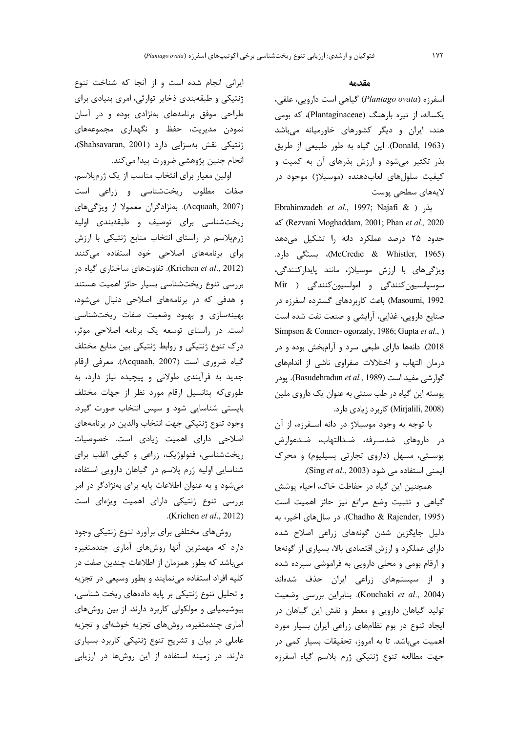## مقدمه

اسفرزه (*Plantago ovata*) گیاهی است دارویی، علفی، یکساله، از تیره بارهنگ (Plantaginaceae)، که بومی هند، ایران و دیگر کشورهای خاورمیانه می‌باشد (Donald, 1963). این گیاه به طور طبیعی از طریق بذر تکثیر می‌شود و ارزش بذرهای آن به کمیت و کیفیت سلول‌های لعاب‌دهنده (موسیلاژ) موجود در لایه‌های سطحی پوست بذر (Ebrahimzadeh *et al*., 1997; Najafi & Rezvani Moghaddam, 2001; Phan *et al.,* 2020) که حدود ۲۵ درصد عملکرد دانه را تشکیل می‌دهد (McCredie & Whistler, 1965)، بستگی دارد. ویژگی‌های با ارزش موسیلاژ، مانند پایدارکنندگی، سوسپانسیون‌کنندگی و امولسیون‌کنندگی (Mir Masoumi, 1992) باعث کاربردهای گسترده اسفرزه در صنایع دارویی، غذایی، آرایشی و صنعت نفت شده است (Simpson & Conner- ogorzaly, 1986; Gupta *et al*., 2018). دانه‌ها دارای طبعی سرد و آرام‌بخش بوده و در درمان التهاب و اختلالات صفراوی ناشی از اندام‌های گوارشی مفید است (Basudehradun *et al.*, 1989). پودر پوسته این گیاه در طب سنتی به عنوان یک داروی ملین (Mirjalili, 2008) کاربرد زیادی دارد.

با توجه به وجود موسیلاژ در دانه اسـفرزه، از آن در داروهای ضدسـرفه، ضـدالتهاب، ضـدعوارض پوسـتی، مسهل (داروی تجارتی پسیلیوم) و محرک ایمنی استفاده می شود (Sing *et al*., 2003).

همچنین این گیاه در حفاظت خاک، احیاء پوشش گیاهی و تثبیت وضع مراتع نیز حائز اهمیت است (Chadho & Rajender, 1995). در سال‌های اخیر، به دلیل جایگزین شدن گونه‌های زراعی اصلاح شده دارای عملکرد و ارزش اقتصادی بالا، بسیاری از گونه‌ها و ارقام بومی و محلی دارویی به فراموشی سپرده شده و از سیستم‌های زراعی ایران حذف شده‌اند (Kouchaki *et al*., 2004). بنابراین بررسی وضعیت تولید گیاهان دارویی و معطر و نقش این گیاهان در ایجاد تنوع در بوم نظام‌های زراعی ایران بسیار مورد اهمیت می‌باشد. تا به امروز، تحقیقات بسیار کمی در جهت مطالعه تنوع ژنتیکی ژرم پلاسم گیاه اسفرزه ایرانی انجام شده است و از آنجا که شناخت تنوع ژنتیکی و طبقه‌بندی ذخایر توارثی، امری بنیادی برای طراحی موفق برنامه‌های به‌نژادی بوده و در آسان نمودن مدیریت، حفظ و نگهداری مجموعه‌های ژنتیکی نقش به‌سزایی دارد (Shahsavaran, 2001)، انجام چنین پژوهشی ضرورت پیدا می‌کند.

اولین معیار برای انتخاب مناسب از یک ژرم‌پلاسم، صفات مطلوب ریخت‌شناسی و زراعی است (Acquaah, 2007). به‌نژادگران معمولا از ویژگی‌های ریخت‌شناسی برای توصیف و طبقه‌بندی اولیه ژرم‌پلاسم در راستای انتخاب منابع ژنتیکی با ارزش برای برنامه‌های اصلاحی خود استفاده می‌کنند (Krichen *et al*., 2012). تفاوت‌های ساختاری گیاه در بررسی تنوع ریخت‌شناسی بسیار حائز اهمیت هستند و هدفی که در برنامه‌های اصلاحی دنبال می‌شود، بهینه‌سازی و بهبود وضعیت صفات ریخت‌شناسی است. در راستای توسعه یک برنامه اصلاحی موثر، درک تنوع ژنتیکی و روابط ژنتیکی بین منابع مختلف گیاه ضروری است (Acquaah, 2007). معرفی ارقام جدید به فرآیندی طولانی و پیچیده نیاز دارد، به طوری‌که پتانسیل ارقام مورد نظر از جهات مختلف بایستی شناسایی شود و سپس انتخاب صورت گیرد. وجود تنوع ژنتیکی جهت انتخاب والدین در برنامه‌های اصلاحی دارای اهمیت زیادی است. خصوصیات ریخت‌شناسی، فنولوژیک، زراعی و کیفی اغلب برای شناسایی اولیه ژرم پلاسم در گیاهان دارویی استفاده می‌شود و به عنوان اطلاعات پایه برای به‌نژادگر در امر بررسی تنوع ژنتیکی دارای اهمیت ویژه‌ای است (Krichen *et al*., 2012).

روش‌های مختلفی برای برآورد تنوع ژنتیکی وجود دارد که مهمترین آنها روش‌های آماری چندمتغیره می‌باشد که بطور همزمان از اطلاعات چندین صفت در کلیه افراد استفاده می‌نمایند و بطور وسیعی در تجزیه و تحلیل تنوع ژنتیکی بر پایه داده‌های ریخت شناسی، بیوشیمیایی و مولکولی کاربرد دارند. از بین روش‌های آماری چندمتغیره، روش‌های تجزیه خوشه‌ای و تجزیه عاملی در بیان و تشریح تنوع ژنتیکی کاربرد بسیاری دارند. در زمینه استفاده از این روش‌ها در ارزیابی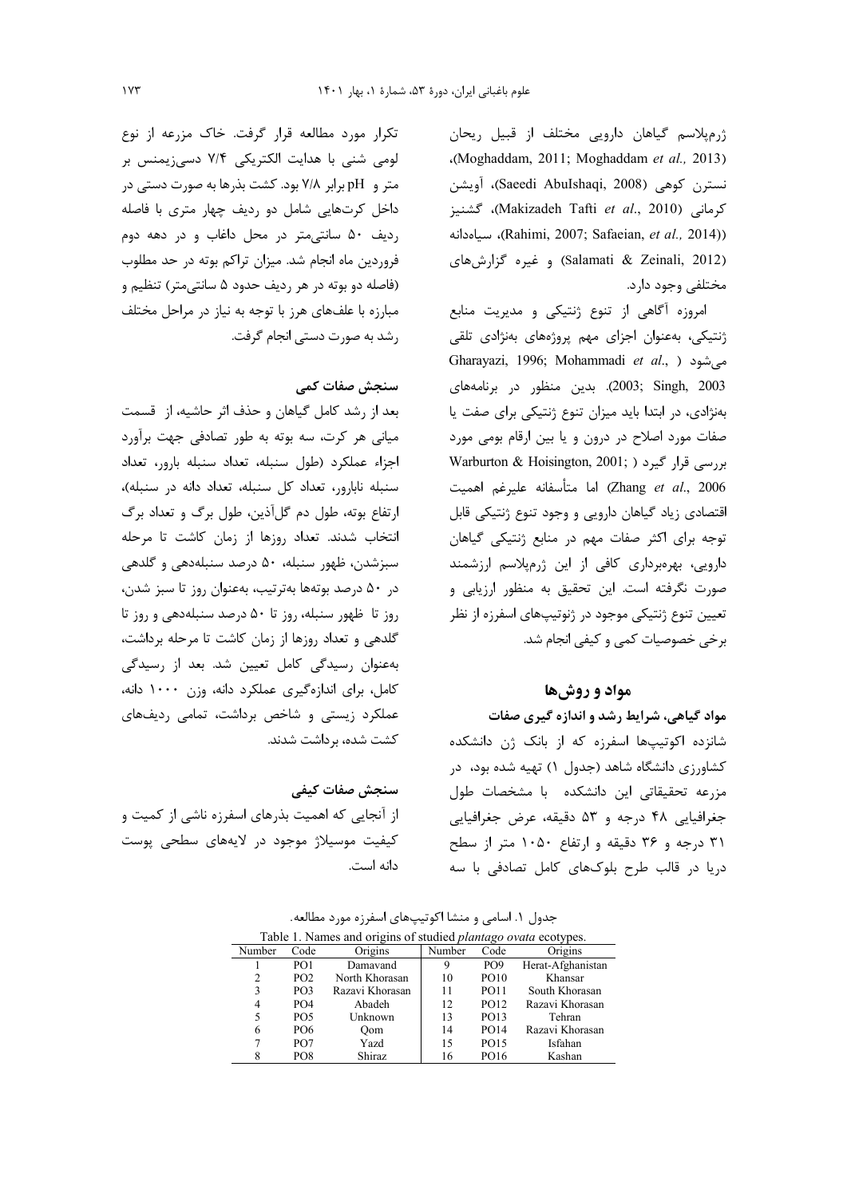ژرم‌پلاسم گیاهان دارویی مختلف از قبیل ریحان (Moghaddam, 2011; Moghaddam *et al.,* 2013)، نسترن کوهی (Saeedi AbuIshaqi, 2008)، آویشن کرمانی (Makizadeh Tafti *et al*., 2010)، گشنیز (Rahimi, 2007; Safaeian, *et al.,* 2014))، سیاه‌دانه (Salamati & Zeinali, 2012) و غیره گزارش‌های مختلفی وجود دارد.

امروزه آگاهی از تنوع ژنتیکی و مدیریت منابع ژنتیکی، به‌عنوان اجزای مهم پروژه‌های به‌نژادی تلقی می‌شود (Gharayazi, 1996; Mohammadi *et al*., 2003; Singh, 2003). بدین منظور در برنامه‌های به‌نژادی، در ابتدا باید میزان تنوع ژنتیکی برای صفت یا صفات مورد اصلاح در درون و یا بین ارقام بومی مورد بررسی قرار گیرد (Warburton & Hoisington, 2001; Zhang *et al*., 2006) اما متأسفانه علیرغم اهمیت اقتصادی زیاد گیاهان دارویی و وجود تنوع ژنتیکی قابل توجه برای اکثر صفات مهم در منابع ژنتیکی گیاهان دارویی، بهره‌برداری کافی از این ژرم‌پلاسم ارزشمند صورت نگرفته است. این تحقیق به منظور ارزیابی و تعیین تنوع ژنتیکی موجود در ژنوتیپ‌های اسفرزه از نظر برخی خصوصیات کمی و کیفی انجام شد.

## مواد و روش‌ها

### مواد گیاهی، شرایط رشد و اندازه گیری صفات

شانزده اکوتیپ‌ها اسفرزه که از بانک ژن دانشکده کشاورزی دانشگاه شاهد (جدول ۱) تهیه شده بود، در مزرعه تحقیقاتی این دانشکده با مشخصات طول جغرافیایی ۴۸ درجه و ۵۳ دقیقه، عرض جغرافیایی ۳۱ درجه و ۳۶ دقیقه و ارتفاع ۱۰۵۰ متر از سطح دریا در قالب طرح بلوک‌های کامل تصادفی با سه تکرار مورد مطالعه قرار گرفت. خاک مزرعه از نوع لومی شنی با هدایت الکتریکی ۷/۴ دسی‌زیمنس بر متر و pH برابر ۷/۸ بود. کشت بذرها به صورت دستی در داخل کرت‌هایی شامل دو ردیف چهار متری با فاصله ردیف ۵۰ سانتی‌متر در محل داغاب و در دهه دوم فروردین ماه انجام شد. میزان تراکم بوته در حد مطلوب (فاصله دو بوته در هر ردیف حدود ۵ سانتی‌متر) تنظیم و مبارزه با علف‌های هرز با توجه به نیاز در مراحل مختلف رشد به صورت دستی انجام گرفت.

### سنجش صفات کمی

بعد از رشد کامل گیاهان و حذف اثر حاشیه، از قسمت میانی هر کرت، سه بوته به طور تصادفی جهت برآورد اجزاء عملکرد (طول سنبله، تعداد سنبله بارور، تعداد سنبله نابارور، تعداد کل سنبله، تعداد دانه در سنبله)، ارتفاع بوته، طول دم گل‌آذین، طول برگ و تعداد برگ انتخاب شدند. تعداد روزها از زمان کاشت تا مرحله سبزشدن، ظهور سنبله، ۵۰ درصد سنبله‌دهی و گلدهی در ۵۰ درصد بوته‌ها به‌ترتیب، به‌عنوان روز تا سبز شدن، روز تا ظهور سنبله، روز تا ۵۰ درصد سنبله‌دهی و روز تا گلدهی و تعداد روزها از زمان کاشت تا مرحله برداشت، به‌عنوان رسیدگی کامل تعیین شد. بعد از رسیدگی کامل، برای اندازه‌گیری عملکرد دانه، وزن ۱۰۰۰ دانه، عملکرد زیستی و شاخص برداشت، تمامی ردیف‌های کشت شده، برداشت شدند.

### سنجش صفات کیفی

از آنجایی که اهمیت بذرهای اسفرزه ناشی از کمیت و کیفیت موسیلاژ موجود در لایه‌های سطحی پوست دانه است.

جدول ۱. اسامی و منشا اکوتیپ‌های اسفرزه مورد مطالعه.

Table 1. Names and origins of studied *plantago ovata* ecotypes.

| Number | Code | Origins | Number | Code | Origins |
|---|---|---|---|---|---|
| 1 | PO1 | Damavand | 9 | PO9 | Herat-Afghanistan |
| 2 | PO2 | North Khorasan | 10 | PO10 | Khansar |
| 3 | PO3 | Razavi Khorasan | 11 | PO11 | South Khorasan |
| 4 | PO4 | Abadeh | 12 | PO12 | Razavi Khorasan |
| 5 | PO5 | Unknown | 13 | PO13 | Tehran |
| 6 | PO6 | Qom | 14 | PO14 | Razavi Khorasan |
| 7 | PO7 | Yazd | 15 | PO15 | Isfahan |
| 8 | PO8 | Shiraz | 16 | PO16 | Kashan |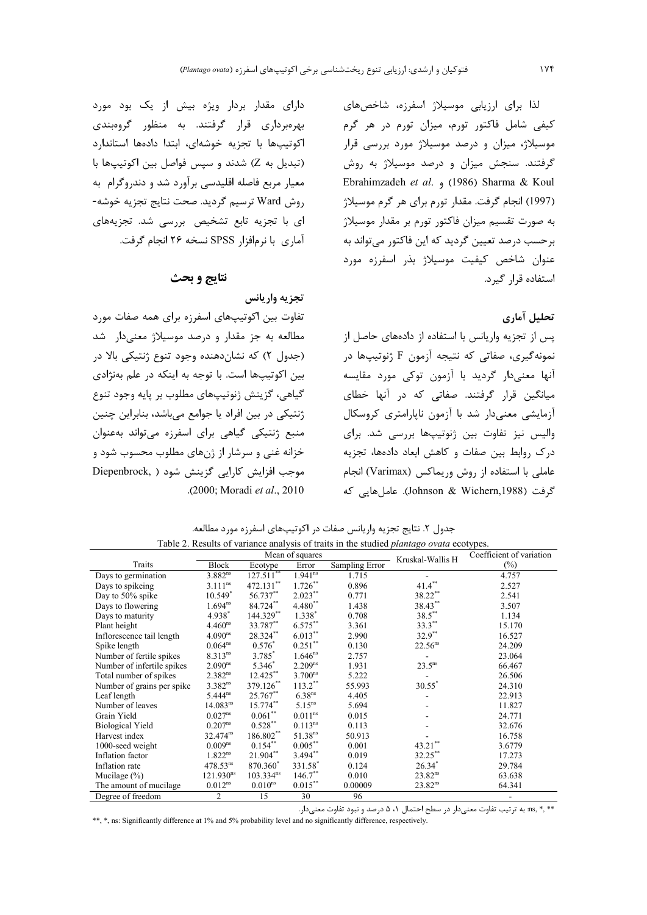لذا برای ارزیابی موسیلاژ اسفرزه، شاخص‌های کیفی شامل فاکتور تورم، میزان تورم در هر گرم موسیلاژ، میزان و درصد موسیلاژ مورد بررسی قرار گرفتند. سنجش میزان و درصد موسیلاژ به روش Ebrahimzadeh *et al*. (1986) و Sharma & Koul (1997) انجام گرفت. مقدار تورم برای هر گرم موسیلاژ به صورت تقسیم میزان فاکتور تورم بر مقدار موسیلاژ برحسب درصد تعیین گردید که این فاکتور می‌تواند به عنوان شاخص کیفیت موسیلاژ بذر اسفرزه مورد استفاده قرار گیرد.

### تحلیل آماری

پس از تجزیه واریانس با استفاده از داده‌های حاصل از نمونه‌گیری، صفاتی که نتیجه آزمون F ژنوتیپ‌ها در آنها معنی‌دار گردید با آزمون توکی مورد مقایسه میانگین قرار گرفتند. صفاتی که در آنها خطای آزمایشی معنی‌دار شد با آزمون ناپارامتری کروسکال والیس نیز تفاوت بین ژنوتیپ‌ها بررسی شد. برای درک روابط بین صفات و کاهش ابعاد داده‌ها، تجزیه عاملی با استفاده از روش وریماکس (Varimax) انجام گرفت (Johnson & Wichern,1988). عامل‌هایی که دارای مقدار بردار ویژه بیش از یک بود مورد بهره‌برداری قرار گرفتند. به منظور گروه‌بندی اکوتیپ‌ها با تجزیه خوشه‌ای، ابتدا داده‌ها استاندارد (تبدیل به Z) شدند و سپس فواصل بین اکوتیپ‌ها با معیار مربع فاصله اقلیدسی برآورد شد و دندروگرام به روش Ward ترسیم گردید. صحت نتایج تجزیه خوشه‌ای با تجزیه تابع تشخیص بررسی شد. تجزیه‌های آماری با نرم‌افزار SPSS نسخه ۲۶ انجام گرفت.

## نتایج و بحث

### تجزیه واریانس

تفاوت بین اکوتیپ‌های اسفرزه برای همه صفات مورد مطالعه به جز مقدار و درصد موسیلاژ معنی‌دار شد (جدول ۲) که نشان‌دهنده وجود تنوع ژنتیکی بالا در بین اکوتیپ‌ها است. با توجه به اینکه در علم به‌نژادی گیاهی، گزینش ژنوتیپ‌های مطلوب بر پایه وجود تنوع ژنتیکی در بین افراد یا جوامع می‌باشد، بنابراین چنین منبع ژنتیکی گیاهی برای اسفرزه می‌تواند به‌عنوان خزانه غنی و سرشار از ژن‌های مطلوب محسوب شود و موجب افزایش کارایی گزینش شود (Diepenbrock, 2000; Moradi *et al*., 2010).

جدول ۲. نتایج تجزیه واریانس صفات در اکوتیپ‌های اسفرزه مورد مطالعه.

Table 2. Results of variance analysis of traits in the studied *plantago ovata* ecotypes.

| Traits | Mean of squares | | | | Kruskal-Wallis H | Coefficient of variation (%) |
|---|---|---|---|---|---|---|
| | Block | Ecotype | Error | Sampling Error | | |
| Days to germination | $3.882^{ns}$ | $127.511^{**}$ | $1.941^{ns}$ | 1.715 | - | 4.757 |
| Days to spikeing | $3.111^{ns}$ | $472.131^{**}$ | $1.726^{**}$ | 0.896 | $41.4^{**}$ | 2.527 |
| Day to 50% spike | $10.549^{*}$ | $56.737^{**}$ | $2.023^{**}$ | 0.771 | $38.22^{**}$ | 2.541 |
| Days to flowering | $1.694^{ns}$ | $84.724^{**}$ | $4.480^{**}$ | 1.438 | $38.43^{**}$ | 3.507 |
| Days to maturity | $4.938^{*}$ | $144.329^{**}$ | $1.338^{*}$ | 0.708 | $38.5^{**}$ | 1.134 |
| Plant height | $4.460^{ns}$ | $33.787^{**}$ | $6.575^{**}$ | 3.361 | $33.3^{**}$ | 15.170 |
| Inflorescence tail length | $4.090^{ns}$ | $28.324^{**}$ | $6.013^{**}$ | 2.990 | $32.9^{**}$ | 16.527 |
| Spike length | $0.064^{ns}$ | $0.576^{*}$ | $0.251^{**}$ | 0.130 | $22.56^{ns}$ | 24.209 |
| Number of fertile spikes | $8.313^{ns}$ | $3.785^{*}$ | $1.646^{ns}$ | 2.757 | - | 23.064 |
| Number of infertile spikes | $2.090^{ns}$ | $5.346^{*}$ | $2.209^{ns}$ | 1.931 | $23.5^{ns}$ | 66.467 |
| Total number of spikes | $2.382^{ns}$ | $12.425^{**}$ | $3.700^{ns}$ | 5.222 | - | 26.506 |
| Number of grains per spike | $3.382^{ns}$ | $379.126^{**}$ | $113.2^{**}$ | 55.993 | $30.55^{*}$ | 24.310 |
| Leaf length | $5.444^{ns}$ | $25.767^{**}$ | $6.38^{ns}$ | 4.405 | - | 22.913 |
| Number of leaves | $14.083^{ns}$ | $15.774^{**}$ | $5.15^{ns}$ | 5.694 | - | 11.827 |
| Grain Yield | $0.027^{ns}$ | $0.061^{**}$ | $0.011^{ns}$ | 0.015 | - | 24.771 |
| Biological Yield | $0.207^{ns}$ | $0.528^{**}$ | $0.113^{ns}$ | 0.113 | - | 32.676 |
| Harvest index | $32.474^{ns}$ | $186.802^{**}$ | $51.38^{ns}$ | 50.913 | - | 16.758 |
| 1000-seed weight | $0.009^{ns}$ | $0.154^{**}$ | $0.005^{**}$ | 0.001 | $43.21^{**}$ | 3.6779 |
| Inflation factor | $1.822^{ns}$ | $21.904^{**}$ | $3.494^{**}$ | 0.019 | $32.25^{**}$ | 17.273 |
| Inflation rate | $478.53^{ns}$ | $870.360^{*}$ | $331.58^{*}$ | 0.124 | $26.34^{*}$ | 29.784 |
| Mucilage (%) | $121.930^{ns}$ | $103.334^{ns}$ | $146.7^{**}$ | 0.010 | $23.82^{ns}$ | 63.638 |
| The amount of mucilage | $0.012^{ns}$ | $0.010^{ns}$ | $0.015^{**}$ | 0.00009 | $23.82^{ns}$ | 64.341 |
| Degree of freedom | 2 | 15 | 30 | 96 | | - |

**, *, ns: به ترتیب تفاوت معنی‌دار در سطح احتمال ۱، ۵ درصد و نبود تفاوت معنی‌دار.

**, *, ns: Significantly difference at 1% and 5% probability level and no significantly difference, respectively.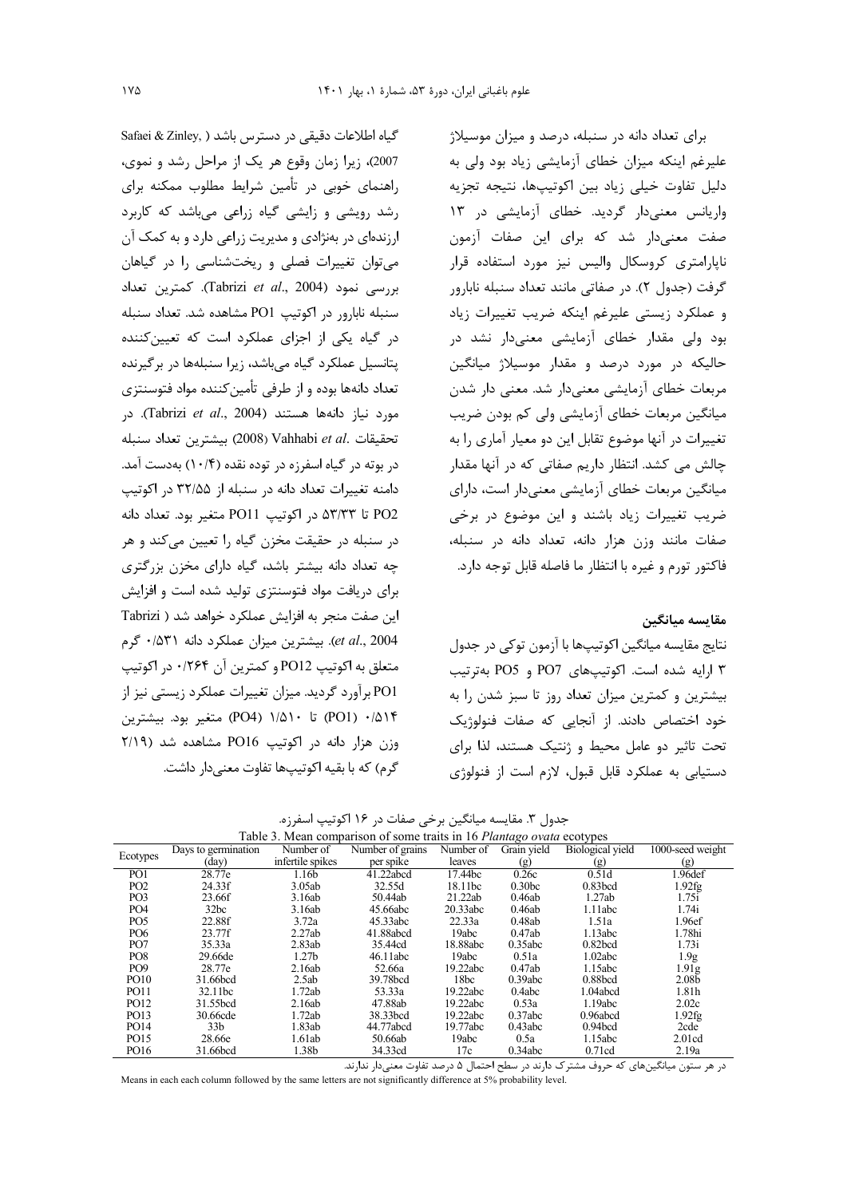برای تعداد دانه در سنبله، درصد و میزان موسیلاژ علیرغم اینکه میزان خطای آزمایشی زیاد بود ولی به دلیل تفاوت خیلی زیاد بین اکوتیپ‌ها، نتیجه تجزیه واریانس معنی‌دار گردید. خطای آزمایشی در ۱۳ صفت معنی‌دار شد که برای این صفات آزمون ناپارامتری کروسکال والیس نیز مورد استفاده قرار گرفت (جدول ۲). در صفاتی مانند تعداد سنبله نابارور و عملکرد زیستی علیرغم اینکه ضریب تغییرات زیاد بود ولی مقدار خطای آزمایشی معنی‌دار نشد در حالیکه در مورد درصد و مقدار موسیلاژ میانگین مربعات خطای آزمایشی معنی‌دار شد. معنی دار شدن میانگین مربعات خطای آزمایشی ولی کم بودن ضریب تغییرات در آنها موضوع تقابل این دو معیار آماری را به چالش می کشد. انتظار داریم صفاتی که در آنها مقدار میانگین مربعات خطای آزمایشی معنی‌دار است، دارای ضریب تغییرات زیاد باشند و این موضوع در برخی صفات مانند وزن هزار دانه، تعداد دانه در سنبله، فاکتور تورم و غیره با انتظار ما فاصله قابل توجه دارد.

## مقایسه میانگین

نتایج مقایسه میانگین اکوتیپ‌ها با آزمون توکی در جدول ۳ ارایه شده است. اکوتیپ‌های PO7 و PO5 به‌ترتیب بیشترین و کمترین میزان تعداد روز تا سبز شدن را به خود اختصاص دادند. از آنجایی که صفات فنولوژیک تحت تاثیر دو عامل محیط و ژنتیک هستند، لذا برای دستیابی به عملکرد قابل قبول، لازم است از فنولوژی گیاه اطلاعات دقیقی در دسترس باشد (Safaei & Zinley, 2007)، زیرا زمان وقوع هر یک از مراحل رشد و نموی، راهنمای خوبی در تأمین شرایط مطلوب ممکنه برای رشد رویشی و زایشی گیاه زراعی می‌باشد که کاربرد ارزنده‌ای در بهنژادی و مدیریت زراعی دارد و به کمک آن می‌توان تغییرات فصلی و ریخت‌شناسی را در گیاهان بررسی نمود (Tabrizi *et al*., 2004). کمترین تعداد سنبله نابارور در اکوتیپ PO1 مشاهده شد. تعداد سنبله در گیاه یکی از اجزای عملکرد است که تعیین‌کننده پتانسیل عملکرد گیاه می‌باشد، زیرا سنبله‌ها در برگیرنده تعداد دانه‌ها بوده و از طرفی تأمین‌کننده مواد فتوسنتزی مورد نیاز دانه‌ها هستند (Tabrizi *et al*., 2004). در تحقیقات Vahhabi *et al*. (2008) بیشترین تعداد سنبله در بوته در گیاه اسفرزه در توده نقده (۱۰/۴) به‌دست آمد. دامنه تغییرات تعداد دانه در سنبله از ۳۲/۵۵ در اکوتیپ PO2 تا ۵۳/۳۳ در اکوتیپ PO11 متغیر بود. تعداد دانه در سنبله در حقیقت مخزن گیاه را تعیین می‌کند و هر چه تعداد دانه بیشتر باشد، گیاه دارای مخزن بزرگتری برای دریافت مواد فتوسنتزی تولید شده است و افزایش این صفت منجر به افزایش عملکرد خواهد شد (Tabrizi *et al*., 2004). بیشترین میزان عملکرد دانه ۰/۵۳۱ گرم متعلق به اکوتیپ PO12 و کمترین آن ۰/۲۶۴ در اکوتیپ PO1 برآورد گردید. میزان تغییرات عملکرد زیستی نیز از ۰/۵۱۴ (PO1) تا ۱/۵۱۰ (PO4) متغیر بود. بیشترین وزن هزار دانه در اکوتیپ PO16 مشاهده شد (۲/۱۹ گرم) که با بقیه اکوتیپ‌ها تفاوت معنی‌دار داشت.

جدول ۳. مقایسه میانگین برخی صفات در ۱۶ اکوتیپ اسفرزه.

Table 3. Mean comparison of some traits in 16 *Plantago ovata* ecotypes

| Ecotypes | Days to germination (day) | Number of infertile spikes | Number of grains per spike | Number of leaves | Grain yield (g) | Biological yield (g) | 1000-seed weight (g) |
|---|---|---|---|---|---|---|---|
| PO1 | 28.77e | 1.16b | 41.22abcd | 17.44bc | 0.26c | 0.51d | 1.96def |
| PO2 | 24.33f | 3.05ab | 32.55d | 18.11bc | 0.30bc | 0.83bcd | 1.92fg |
| PO3 | 23.66f | 3.16ab | 50.44ab | 21.22ab | 0.46ab | 1.27ab | 1.75i |
| PO4 | 32bc | 3.16ab | 45.66abc | 20.33abc | 0.46ab | 1.11abc | 1.74i |
| PO5 | 22.88f | 3.72a | 45.33abc | 22.33a | 0.48ab | 1.51a | 1.96ef |
| PO6 | 23.77f | 2.27ab | 41.88abcd | 19abc | 0.47ab | 1.13abc | 1.78hi |
| PO7 | 35.33a | 2.83ab | 35.44cd | 18.88abc | 0.35abc | 0.82bcd | 1.73i |
| PO8 | 29.66de | 1.27b | 46.11abc | 19abc | 0.51a | 1.02abc | 1.9g |
| PO9 | 28.77e | 2.16ab | 52.66a | 19.22abc | 0.47ab | 1.15abc | 1.91g |
| PO10 | 31.66bcd | 2.5ab | 39.78bcd | 18bc | 0.39abc | 0.88bcd | 2.08b |
| PO11 | 32.11bc | 1.72ab | 53.33a | 19.22abc | 0.4abc | 1.04abcd | 1.81h |
| PO12 | 31.55bcd | 2.16ab | 47.88ab | 19.22abc | 0.53a | 1.19abc | 2.02c |
| PO13 | 30.66cde | 1.72ab | 38.33bcd | 19.22abc | 0.37abc | 0.96abcd | 1.92fg |
| PO14 | 33b | 1.83ab | 44.77abcd | 19.77abc | 0.43abc | 0.94bcd | 2cde |
| PO15 | 28.66e | 1.61ab | 50.66ab | 19abc | 0.5a | 1.15abc | 2.01cd |
| PO16 | 31.66bcd | 1.38b | 34.33cd | 17c | 0.34abc | 0.71cd | 2.19a |

در هر ستون میانگین‌های که حروف مشترک دارند در سطح احتمال ۵ درصد تفاوت معنی‌دار ندارند.

Means in each each column followed by the same letters are not significantly difference at 5% probability level.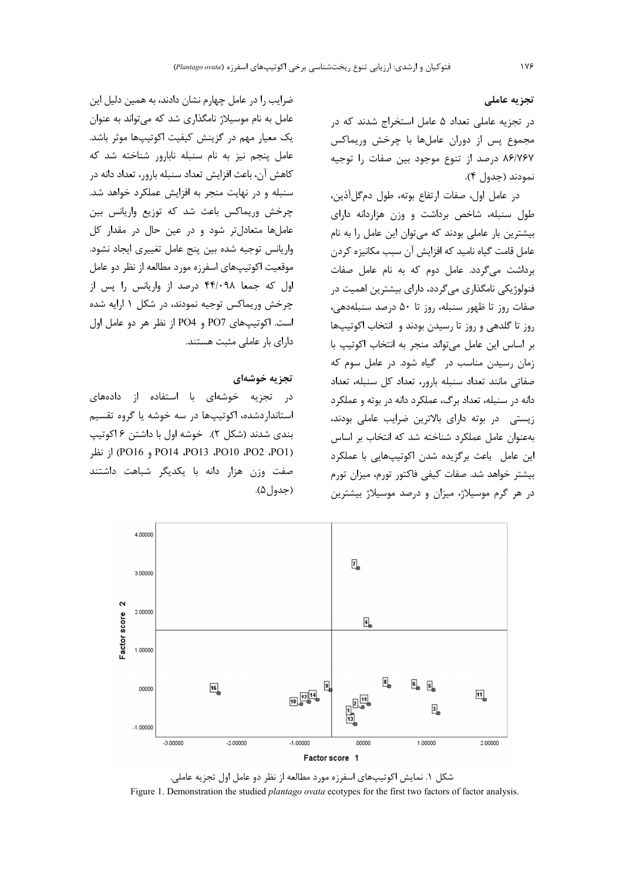### تجزیه عاملی

در تجزیه عاملی تعداد ۵ عامل استخراج شدند که در مجموع پس از دوران عامل‌ها با چرخش وریماکس ۸۶/۷۶۷ درصد از تنوع موجود بین صفات را توجیه نمودند (جدول ۴).

در عامل اول، صفات ارتفاع بوته، طول دم‌گل‌آذین، طول سنبله، شاخص برداشت و وزن هزاردانه دارای بیشترین بار عاملی بودند که می‌توان این عامل را به نام عامل قامت گیاه نامید که افزایش آن سبب مکانیزه کردن برداشت می‌گردد. عامل دوم که به نام عامل صفات فنولوژیکی نامگذاری می‌گردد، دارای بیشترین اهمیت در صفات روز تا ظهور سنبله، روز تا ۵۰ درصد سنبله‌دهی، روز تا گلدهی و روز تا رسیدن بودند و انتخاب اکوتیپ‌ها بر اساس این عامل می‌تواند منجر به انتخاب اکوتیپ با زمان رسیدن مناسب در گیاه شود. در عامل سوم که صفاتی مانند تعداد سنبله بارور، تعداد کل سنبله، تعداد دانه در سنبله، تعداد برگ، عملکرد دانه در بوته و عملکرد زیستی در بوته دارای بالاترین ضرایب عاملی بودند، به‌عنوان عامل عملکرد شناخته شد که انتخاب بر اساس این عامل باعث برگزیده شدن اکوتیپ‌هایی با عملکرد بیشتر خواهد شد. صفات کیفی فاکتور تورم، میزان تورم در هر گرم موسیلاژ، میزان و درصد موسیلاژ بیشترین ضرایب را در عامل چهارم نشان دادند، به همین دلیل این عامل به نام موسیلاژ نامگذاری شد که می‌تواند به عنوان یک معیار مهم در گزینش کیفیت اکوتیپ‌ها موثر باشد. عامل پنجم نیز به نام سنبله نابارور شناخته شد که کاهش آن، باعث افزایش تعداد سنبله بارور، تعداد دانه در سنبله و در نهایت منجر به افزایش عملکرد خواهد شد. چرخش وریماکس باعث شد که توزیع واریانس بین عامل‌ها متعادل‌تر شود و در عین حال در مقدار کل واریانس توجیه شده بین پنج عامل تغییری ایجاد نشود. موقعیت اکوتیپ‌های اسفرزه مورد مطالعه از نظر دو عامل اول که جمعا ۴۴/۰۹۸ درصد از واریانس را پس از چرخش وریماکس توجیه نمودند، در شکل ۱ ارایه شده است. اکوتیپ‌های PO7 و PO4 از نظر هر دو عامل اول دارای بار عاملی مثبت هستند.

### تجزیه خوشه‌ای

در تجزیه خوشه‌ای با استفاده از داده‌های استانداردشده، اکوتیپ‌ها در سه خوشه یا گروه تقسیم بندی شدند (شکل ۲). خوشه اول با داشتن ۶ اکوتیپ (PO1، PO2، PO10، PO13، PO14 و PO16) از نظر صفت وزن هزار دانه با یکدیگر شباهت داشتند (جدول۵).

شکل ۱. نمایش اکوتیپ‌های اسفرزه مورد مطالعه از نظر دو عامل اول تجزیه عاملی.

Figure 1. Demonstration the studied *plantago ovata* ecotypes for the first two factors of factor analysis.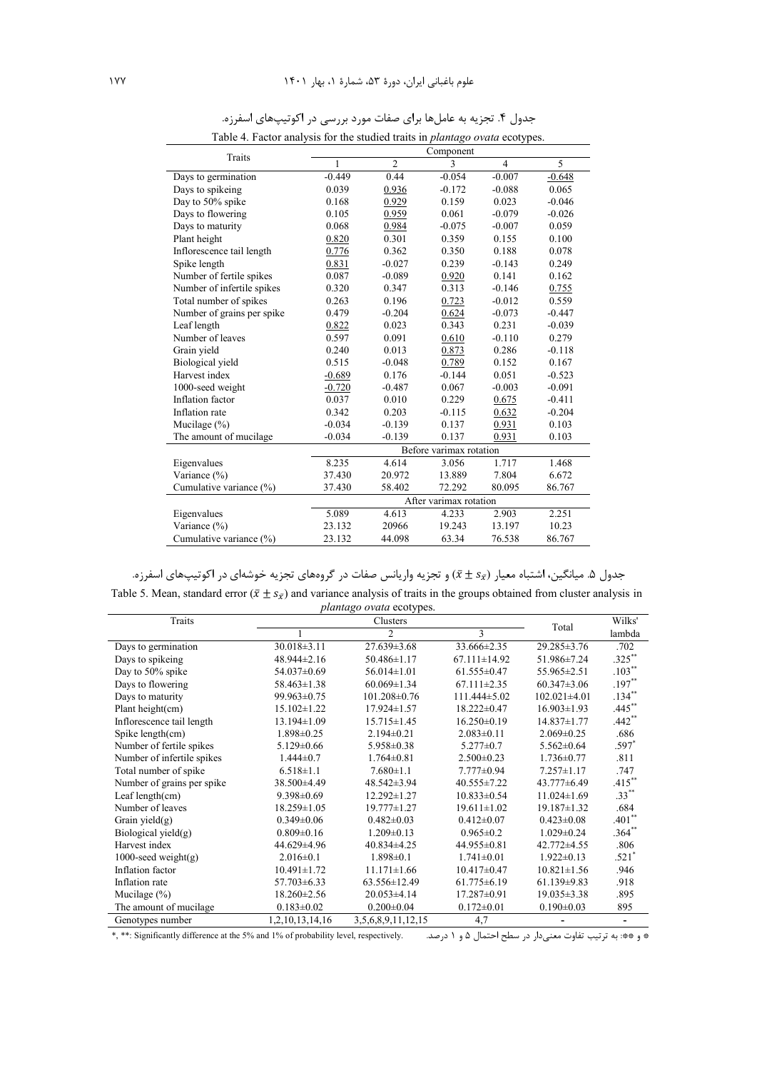جدول ۴. تجزیه به عامل‌ها برای صفات مورد بررسی در اکوتیپ‌های اسفرزه.

Table 4. Factor analysis for the studied traits in *plantago ovata* ecotypes.

| Traits | Component | | | | |
|---|---|---|---|---|---|
| | 1 | 2 | 3 | 4 | 5 |
| Days to germination | -0.449 | 0.44 | -0.054 | -0.007 | <u>-0.648</u> |
| Days to spikeing | 0.039 | <u>0.936</u> | -0.172 | -0.088 | 0.065 |
| Day to 50% spike | 0.168 | <u>0.929</u> | 0.159 | 0.023 | -0.046 |
| Days to flowering | 0.105 | <u>0.959</u> | 0.061 | -0.079 | -0.026 |
| Days to maturity | 0.068 | <u>0.984</u> | -0.075 | -0.007 | 0.059 |
| Plant height | <u>0.820</u> | 0.301 | 0.359 | 0.155 | 0.100 |
| Inflorescence tail length | <u>0.776</u> | 0.362 | 0.350 | 0.188 | 0.078 |
| Spike length | <u>0.831</u> | -0.027 | 0.239 | -0.143 | 0.249 |
| Number of fertile spikes | 0.087 | -0.089 | <u>0.920</u> | 0.141 | 0.162 |
| Number of infertile spikes | 0.320 | 0.347 | 0.313 | -0.146 | <u>0.755</u> |
| Total number of spikes | 0.263 | 0.196 | <u>0.723</u> | -0.012 | 0.559 |
| Number of grains per spike | 0.479 | -0.204 | <u>0.624</u> | -0.073 | -0.447 |
| Leaf length | <u>0.822</u> | 0.023 | 0.343 | 0.231 | -0.039 |
| Number of leaves | 0.597 | 0.091 | <u>0.610</u> | -0.110 | 0.279 |
| Grain yield | 0.240 | 0.013 | <u>0.873</u> | 0.286 | -0.118 |
| Biological yield | 0.515 | -0.048 | <u>0.789</u> | 0.152 | 0.167 |
| Harvest index | <u>-0.689</u> | 0.176 | -0.144 | 0.051 | -0.523 |
| 1000-seed weight | <u>-0.720</u> | -0.487 | 0.067 | -0.003 | -0.091 |
| Inflation factor | 0.037 | 0.010 | 0.229 | <u>0.675</u> | -0.411 |
| Inflation rate | 0.342 | 0.203 | -0.115 | <u>0.632</u> | -0.204 |
| Mucilage (%) | -0.034 | -0.139 | 0.137 | <u>0.931</u> | 0.103 |
| The amount of mucilage | -0.034 | -0.139 | 0.137 | <u>0.931</u> | 0.103 |
| | Before varimax rotation | | | | |
| Eigenvalues | 8.235 | 4.614 | 3.056 | 1.717 | 1.468 |
| Variance (%) | 37.430 | 20.972 | 13.889 | 7.804 | 6.672 |
| Cumulative variance (%) | 37.430 | 58.402 | 72.292 | 80.095 | 86.767 |
| | After varimax rotation | | | | |
| Eigenvalues | 5.089 | 4.613 | 4.233 | 2.903 | 2.251 |
| Variance (%) | 23.132 | 20966 | 19.243 | 13.197 | 10.23 |
| Cumulative variance (%) | 23.132 | 44.098 | 63.34 | 76.538 | 86.767 |

جدول ۵. میانگین، اشتباه معیار ($\bar{x} \pm s_{\bar{x}}$) و تجزیه واریانس صفات در گروه‌های تجزیه خوشه‌ای در اکوتیپ‌های اسفرزه.

Table 5. Mean, standard error ($\bar{x} \pm s_{\bar{x}}$) and variance analysis of traits in the groups obtained from cluster analysis in *plantago ovata* ecotypes.

| Traits | Clusters | | | Total | Wilks' lambda |
|---|---|---|---|---|---|
| | 1 | 2 | 3 | | |
| Days to germination | 30.018±3.11 | 27.639±3.68 | 33.666±2.35 | 29.285±3.76 | .702 |
| Days to spikeing | 48.944±2.16 | 50.486±1.17 | 67.111±14.92 | 51.986±7.24 | .325** |
| Day to 50% spike | 54.037±0.69 | 56.014±1.01 | 61.555±0.47 | 55.965±2.51 | .103** |
| Days to flowering | 58.463±1.38 | 60.069±1.34 | 67.111±2.35 | 60.347±3.06 | .197** |
| Days to maturity | 99.963±0.75 | 101.208±0.76 | 111.444±5.02 | 102.021±4.01 | .134** |
| Plant height(cm) | 15.102±1.22 | 17.924±1.57 | 18.222±0.47 | 16.903±1.93 | .445** |
| Inflorescence tail length | 13.194±1.09 | 15.715±1.45 | 16.250±0.19 | 14.837±1.77 | .442** |
| Spike length(cm) | 1.898±0.25 | 2.194±0.21 | 2.083±0.11 | 2.069±0.25 | .686 |
| Number of fertile spikes | 5.129±0.66 | 5.958±0.38 | 5.277±0.7 | 5.562±0.64 | .597* |
| Number of infertile spikes | 1.444±0.7 | 1.764±0.81 | 2.500±0.23 | 1.736±0.77 | .811 |
| Total number of spike | 6.518±1.1 | 7.680±1.1 | 7.777±0.94 | 7.257±1.17 | .747 |
| Number of grains per spike | 38.500±4.49 | 48.542±3.94 | 40.555±7.22 | 43.777±6.49 | .415** |
| Leaf length(cm) | 9.398±0.69 | 12.292±1.27 | 10.833±0.54 | 11.024±1.69 | .33** |
| Number of leaves | 18.259±1.05 | 19.777±1.27 | 19.611±1.02 | 19.187±1.32 | .684 |
| Grain yield(g) | 0.349±0.06 | 0.482±0.03 | 0.412±0.07 | 0.423±0.08 | .401** |
| Biological yield(g) | 0.809±0.16 | 1.209±0.13 | 0.965±0.2 | 1.029±0.24 | .364** |
| Harvest index | 44.629±4.96 | 40.834±4.25 | 44.955±0.81 | 42.772±4.55 | .806 |
| 1000-seed weight(g) | 2.016±0.1 | 1.898±0.1 | 1.741±0.01 | 1.922±0.13 | .521* |
| Inflation factor | 10.491±1.72 | 11.171±1.66 | 10.417±0.47 | 10.821±1.56 | .946 |
| Inflation rate | 57.703±6.33 | 63.556±12.49 | 61.775±6.19 | 61.139±9.83 | .918 |
| Mucilage (%) | 18.260±2.56 | 20.053±4.14 | 17.287±0.91 | 19.035±3.38 | .895 |
| The amount of mucilage | 0.183±0.02 | 0.200±0.04 | 0.172±0.01 | 0.190±0.03 | 895 |
| Genotypes number | 1,2,10,13,14,16 | 3,5,6,8,9,11,12,15 | 4,7 | - | - |

*, **: Significantly difference at the 5% and 1% of probability level, respectively.

* و **: به ترتیب تفاوت معنی‌دار در سطح احتمال ۵ و ۱ درصد.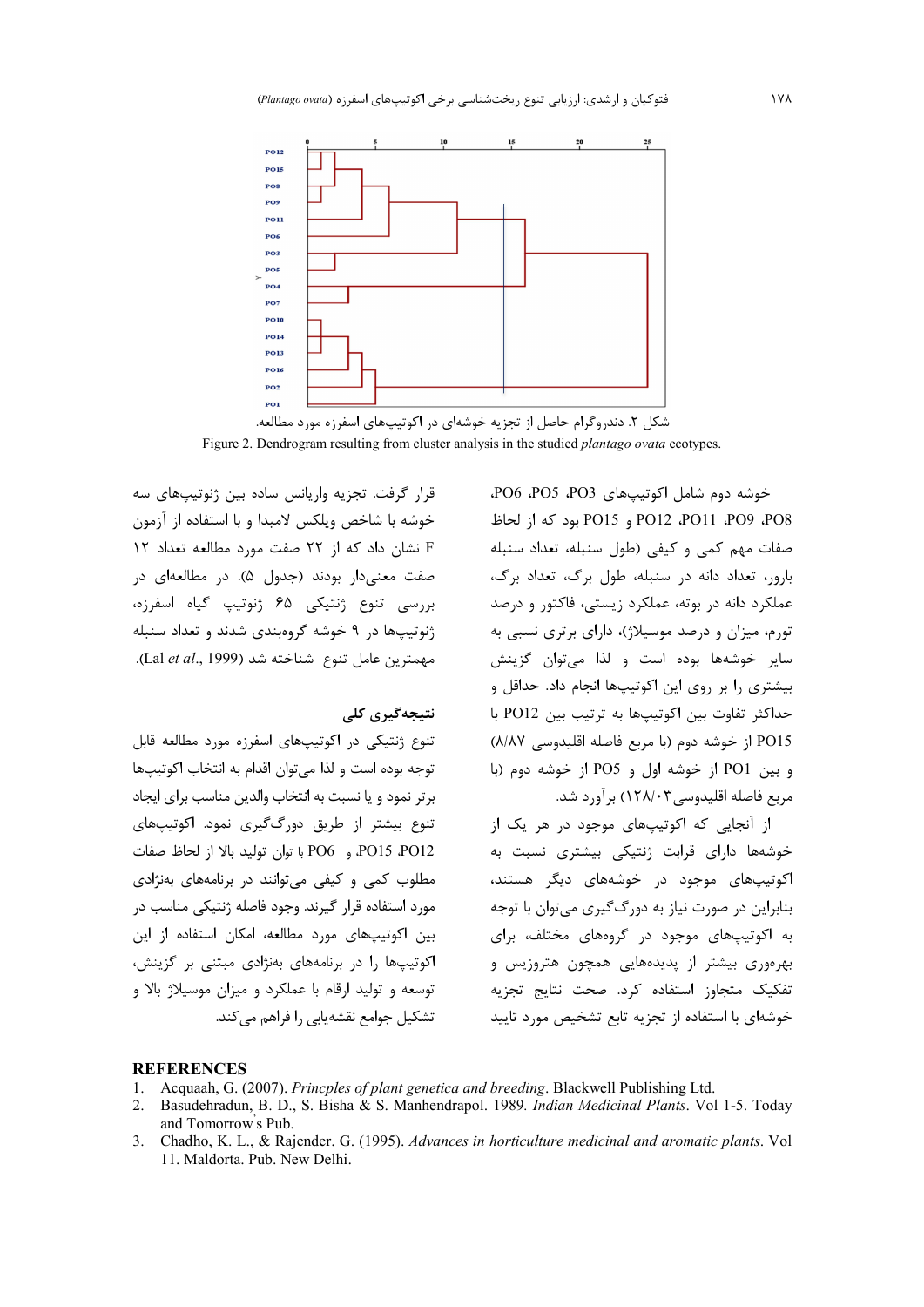شکل ۲. دندروگرام حاصل از تجزیه خوشه‌ای در اکوتیپ‌های اسفرزه مورد مطالعه.

Figure 2. Dendrogram resulting from cluster analysis in the studied *plantago ovata* ecotypes.

خوشه دوم شامل اکوتیپ‌های PO3، PO5، PO6، PO8، PO9، PO11، PO12 و PO15 بود که از لحاظ صفات مهم کمی و کیفی (طول سنبله، تعداد سنبله بارور، تعداد دانه در سنبله، طول برگ، تعداد برگ، عملکرد دانه در بوته، عملکرد زیستی، فاکتور و درصد تورم، میزان و درصد موسیلاژ)، دارای برتری نسبی به سایر خوشه‌ها بوده است و لذا می‌توان گزینش بیشتری را بر روی این اکوتیپ‌ها انجام داد. حداقل و حداکثر تفاوت بین اکوتیپ‌ها به ترتیب بین PO12 با PO15 از خوشه دوم (با مربع فاصله اقلیدوسی ۸/۸۷) و بین PO1 از خوشه اول و PO5 از خوشه دوم (با مربع فاصله اقلیدوسی ۱۲۸/۰۳) برآورد شد.

از آنجایی که اکوتیپ‌های موجود در هر یک از خوشه‌ها دارای قرابت ژنتیکی بیشتری نسبت به اکوتیپ‌های موجود در خوشه‌های دیگر هستند، بنابراین در صورت نیاز به دورگ‌گیری می‌توان با توجه به اکوتیپ‌های موجود در گروه‌های مختلف، برای بهره‌وری بیشتر از پدیده‌هایی همچون هتروزیس و تفکیک متجاوز استفاده کرد. صحت نتایج تجزیه خوشه‌ای با استفاده از تجزیه تابع تشخیص مورد تایید قرار گرفت. تجزیه واریانس ساده بین ژنوتیپ‌های سه خوشه با شاخص ویلکس لامبدا و با استفاده از آزمون F نشان داد که از ۲۲ صفت مورد مطالعه تعداد ۱۲ صفت معنی‌دار بودند (جدول ۵). در مطالعه‌ای در بررسی تنوع ژنتیکی ۶۵ ژنوتیپ گیاه اسفرزه، ژنوتیپ‌ها در ۹ خوشه گروه‌بندی شدند و تعداد سنبله مهمترین عامل تنوع شناخته شد (Lal *et al*., 1999).

## نتیجه‌گیری کلی

تنوع ژنتیکی در اکوتیپ‌های اسفرزه مورد مطالعه قابل توجه بوده است و لذا می‌توان اقدام به انتخاب اکوتیپ‌ها برتر نمود و یا نسبت به انتخاب والدین مناسب برای ایجاد تنوع بیشتر از طریق دورگ‌گیری نمود. اکوتیپ‌های PO12، PO15 و PO6 با توان تولید بالا از لحاظ صفات مطلوب کمی و کیفی می‌توانند در برنامه‌های به‌نژادی مورد استفاده قرار گیرند. وجود فاصله ژنتیکی مناسب در بین اکوتیپ‌های مورد مطالعه، امکان استفاده از این اکوتیپ‌ها را در برنامه‌های به‌نژادی مبتنی بر گزینش، توسعه و تولید ارقام با عملکرد و میزان موسیلاژ بالا و تشکیل جوامع نقشه‌یابی را فراهم می‌کند.

## REFERENCES

1. Acquaah, G. (2007). *Princples of plant genetica and breeding*. Blackwell Publishing Ltd.
2. Basudehradun, B. D., S. Bisha & S. Manhendrapol. 1989. *Indian Medicinal Plants*. Vol 1-5. Today and Tomorrow's Pub.
3. Chadho, K. L., & Rajender. G. (1995). *Advances in horticulture medicinal and aromatic plants*. Vol 11. Maldorta. Pub. New Delhi.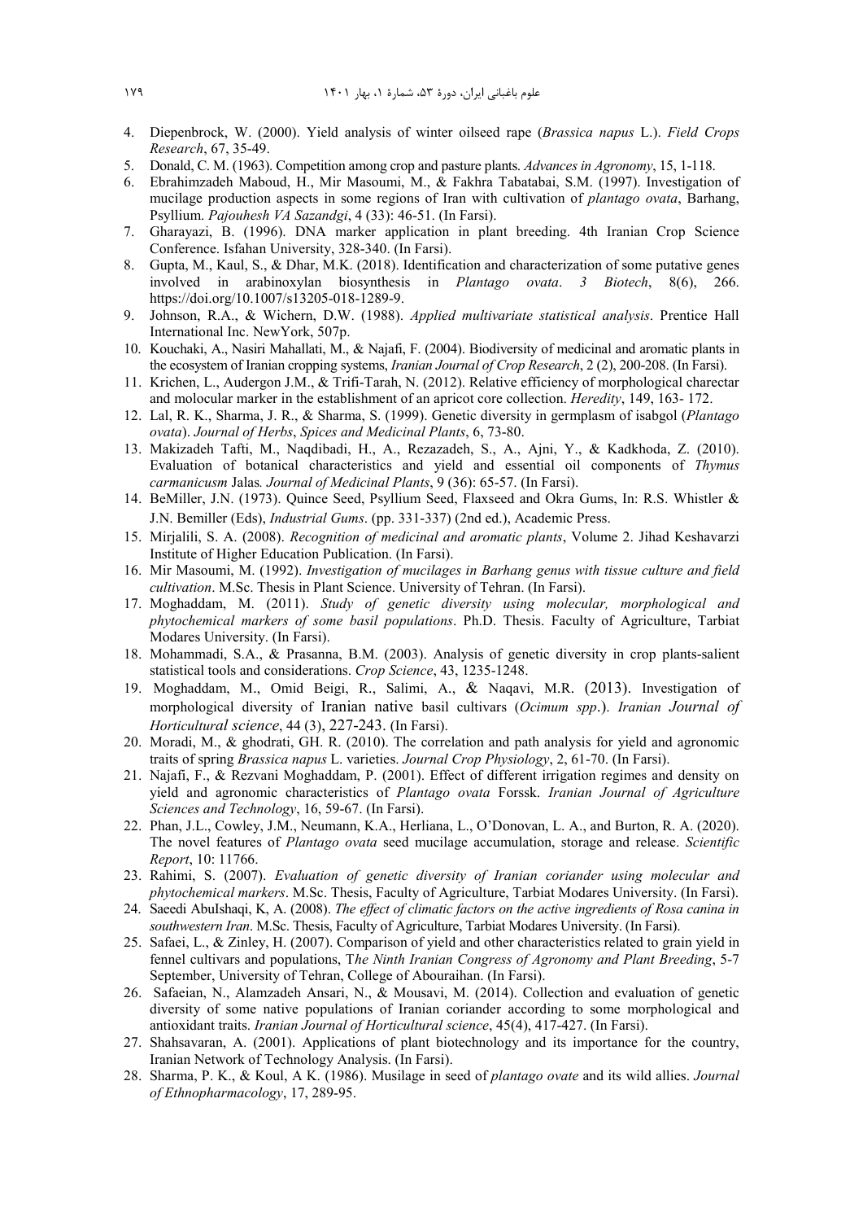4. Diepenbrock, W. (2000). Yield analysis of winter oilseed rape (*Brassica napus* L.). *Field Crops Research*, 67, 35-49.
5. Donald, C. M. (1963). Competition among crop and pasture plants. *Advances in Agronomy*, 15, 1-118.
6. Ebrahimzadeh Maboud, H., Mir Masoumi, M., & Fakhra Tabatabai, S.M. (1997). Investigation of mucilage production aspects in some regions of Iran with cultivation of *plantago ovata*, Barhang, Psyllium. *Pajouhesh VA Sazandgi*, 4 (33): 46-51. (In Farsi).
7. Gharayazi, B. (1996). DNA marker application in plant breeding. 4th Iranian Crop Science Conference. Isfahan University, 328-340. (In Farsi).
8. Gupta, M., Kaul, S., & Dhar, M.K. (2018). Identification and characterization of some putative genes involved in arabinoxylan biosynthesis in *Plantago ovata*. *3 Biotech*, 8(6), 266. https://doi.org/10.1007/s13205-018-1289-9.
9. Johnson, R.A., & Wichern, D.W. (1988). *Applied multivariate statistical analysis*. Prentice Hall International Inc. NewYork, 507p.
10. Kouchaki, A., Nasiri Mahallati, M., & Najafi, F. (2004). Biodiversity of medicinal and aromatic plants in the ecosystem of Iranian cropping systems, *Iranian Journal of Crop Research*, 2 (2), 200-208. (In Farsi).
11. Krichen, L., Audergon J.M., & Trifi-Tarah, N. (2012). Relative efficiency of morphological charectar and molocular marker in the establishment of an apricot core collection. *Heredity*, 149, 163- 172.
12. Lal, R. K., Sharma, J. R., & Sharma, S. (1999). Genetic diversity in germplasm of isabgol (*Plantago ovata*). *Journal of Herbs*, *Spices and Medicinal Plants*, 6, 73-80.
13. Makizadeh Tafti, M., Naqdibadi, H., A., Rezazadeh, S., A., Ajni, Y., & Kadkhoda, Z. (2010). Evaluation of botanical characteristics and yield and essential oil components of *Thymus carmanicusm* Jalas*. Journal of Medicinal Plants*, 9 (36): 65-57. (In Farsi).
14. BeMiller, J.N. (1973). Quince Seed, Psyllium Seed, Flaxseed and Okra Gums, In: R.S. Whistler & J.N. Bemiller (Eds), *Industrial Gums*. (pp. 331-337) (2nd ed.), Academic Press.
15. Mirjalili, S. A. (2008). *Recognition of medicinal and aromatic plants*, Volume 2. Jihad Keshavarzi Institute of Higher Education Publication. (In Farsi).
16. Mir Masoumi, M. (1992). *Investigation of mucilages in Barhang genus with tissue culture and field cultivation*. M.Sc. Thesis in Plant Science. University of Tehran. (In Farsi).
17. Moghaddam, M. (2011). *Study of genetic diversity using molecular, morphological and phytochemical markers of some basil populations*. Ph.D. Thesis. Faculty of Agriculture, Tarbiat Modares University. (In Farsi).
18. Mohammadi, S.A., & Prasanna, B.M. (2003). Analysis of genetic diversity in crop plants-salient statistical tools and considerations. *Crop Science*, 43, 1235-1248.
19. Moghaddam, M., Omid Beigi, R., Salimi, A., & Naqavi, M.R. (2013). Investigation of morphological diversity of Iranian native basil cultivars (*Ocimum spp*.). *Iranian Journal of Horticultural science*, 44 (3), 227-243. (In Farsi).
20. Moradi, M., & ghodrati, GH. R. (2010). The correlation and path analysis for yield and agronomic traits of spring *Brassica napus* L. varieties. *Journal Crop Physiology*, 2, 61-70. (In Farsi).
21. Najafi, F., & Rezvani Moghaddam, P. (2001). Effect of different irrigation regimes and density on yield and agronomic characteristics of *Plantago ovata* Forssk. *Iranian Journal of Agriculture Sciences and Technology*, 16, 59-67. (In Farsi).
22. Phan, J.L., Cowley, J.M., Neumann, K.A., Herliana, L., O'Donovan, L. A., and Burton, R. A. (2020). The novel features of *Plantago ovata* seed mucilage accumulation, storage and release. *Scientific Report*, 10: 11766.
23. Rahimi, S. (2007). *Evaluation of genetic diversity of Iranian coriander using molecular and phytochemical markers*. M.Sc. Thesis, Faculty of Agriculture, Tarbiat Modares University. (In Farsi).
24. Saeedi AbuIshaqi, K, A. (2008). *The effect of climatic factors on the active ingredients of Rosa canina in southwestern Iran*. M.Sc. Thesis, Faculty of Agriculture, Tarbiat Modares University. (In Farsi).
25. Safaei, L., & Zinley, H. (2007). Comparison of yield and other characteristics related to grain yield in fennel cultivars and populations, T*he Ninth Iranian Congress of Agronomy and Plant Breeding*, 5-7 September, University of Tehran, College of Abouraihan. (In Farsi).
26. Safaeian, N., Alamzadeh Ansari, N., & Mousavi, M. (2014). Collection and evaluation of genetic diversity of some native populations of Iranian coriander according to some morphological and antioxidant traits. *Iranian Journal of Horticultural science*, 45(4), 417-427. (In Farsi).
27. Shahsavaran, A. (2001). Applications of plant biotechnology and its importance for the country, Iranian Network of Technology Analysis. (In Farsi).
28. Sharma, P. K., & Koul, A K. (1986). Musilage in seed of *plantago ovate* and its wild allies. *Journal of Ethnopharmacology*, 17, 289-95.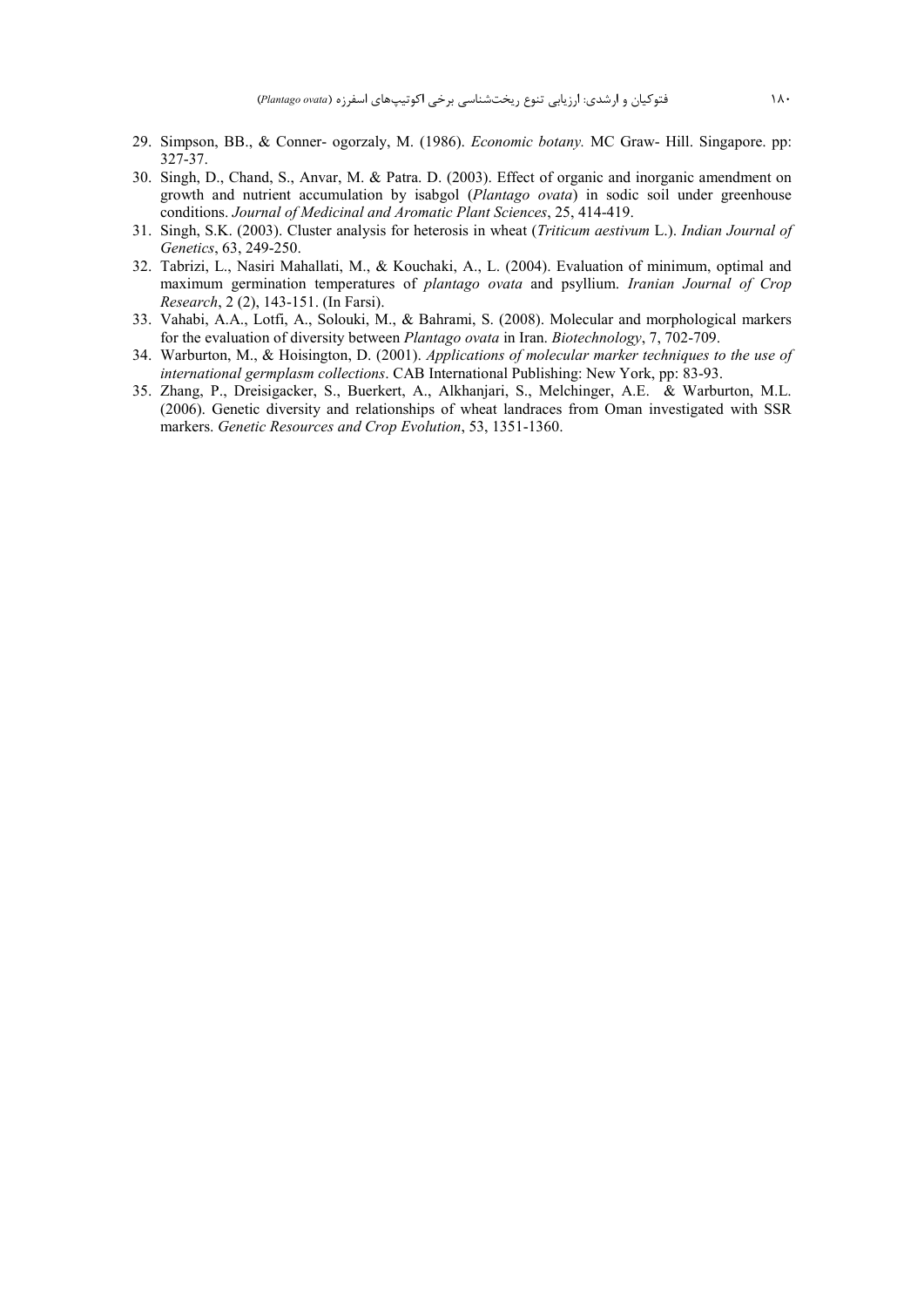29. Simpson, BB., & Conner- ogorzaly, M. (1986). *Economic botany.* MC Graw- Hill. Singapore. pp: 327-37.
30. Singh, D., Chand, S., Anvar, M. & Patra. D. (2003). Effect of organic and inorganic amendment on growth and nutrient accumulation by isabgol (*Plantago ovata*) in sodic soil under greenhouse conditions. *Journal of Medicinal and Aromatic Plant Sciences*, 25, 414-419.
31. Singh, S.K. (2003). Cluster analysis for heterosis in wheat (*Triticum aestivum* L.). *Indian Journal of Genetics*, 63, 249-250.
32. Tabrizi, L., Nasiri Mahallati, M., & Kouchaki, A., L. (2004). Evaluation of minimum, optimal and maximum germination temperatures of *plantago ovata* and psyllium. *Iranian Journal of Crop Research*, 2 (2), 143-151. (In Farsi).
33. Vahabi, A.A., Lotfi, A., Solouki, M., & Bahrami, S. (2008). Molecular and morphological markers for the evaluation of diversity between *Plantago ovata* in Iran. *Biotechnology*, 7, 702-709.
34. Warburton, M., & Hoisington, D. (2001). *Applications of molecular marker techniques to the use of international germplasm collections*. CAB International Publishing: New York, pp: 83-93.
35. Zhang, P., Dreisigacker, S., Buerkert, A., Alkhanjari, S., Melchinger, A.E. & Warburton, M.L. (2006). Genetic diversity and relationships of wheat landraces from Oman investigated with SSR markers. *Genetic Resources and Crop Evolution*, 53, 1351-1360.